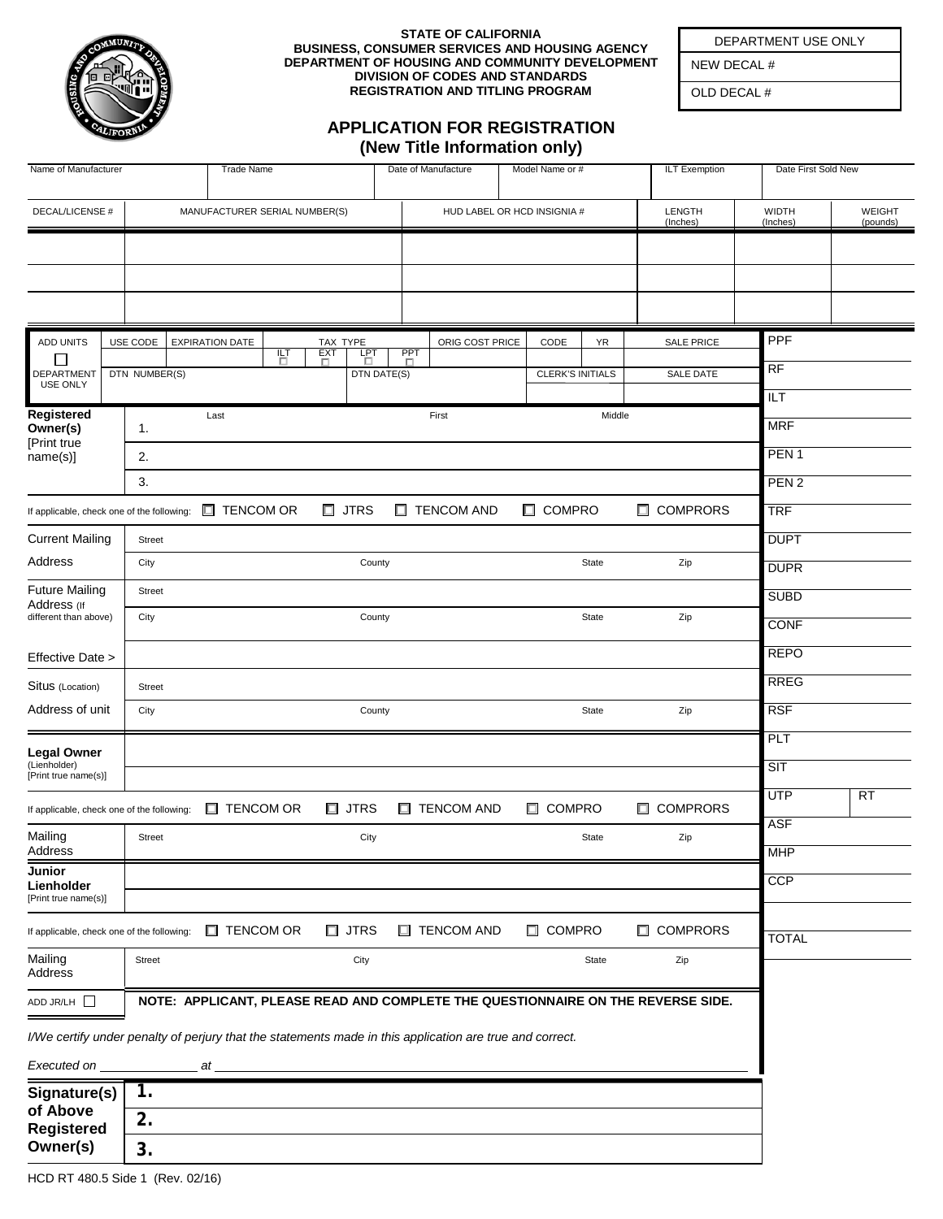STATE OF CALIFORNIA
BUSINESS, CONSUMER SERVICES AND HOUSING AGENCY
DEPARTMENT OF HOUSING AND COMMUNITY DEVELOPMENT
DIVISION OF CODES AND STANDARDS
REGISTRATION AND TITLING PROGRAM

| DEPARTMENT USE ONLY |
|---|
| NEW DECAL # |
| OLD DECAL # |

# APPLICATION FOR REGISTRATION
## (New Title Information only)

| Name of Manufacturer | Trade Name | Date of Manufacture | Model Name or # | ILT Exemption | Date First Sold New |
|---|---|---|---|---|---|
| | | | | | |

| DECAL/LICENSE # | MANUFACTURER SERIAL NUMBER(S) | HUD LABEL OR HCD INSIGNIA # | LENGTH (Inches) | WIDTH (Inches) | WEIGHT (pounds) |
|---|---|---|---|---|---|
| | | | | | |
| | | | | | |
| | | | | | |

| ADD UNITS ☐ | USE CODE | EXPIRATION DATE | TAX TYPE: ILT ☐ EXT ☐ LPT ☐ PPT ☐ | ORIG COST PRICE | CODE | YR | SALE PRICE |
|---|---|---|---|---|---|---|---|
| DEPARTMENT USE ONLY | DTN NUMBER(S) | | DTN DATE(S) | | CLERK'S INITIALS | | SALE DATE |

**Registered Owner(s)** [Print true name(s)]

| | Last | First | Middle |
|---|---|---|---|
| 1. | | | |
| 2. | | | |
| 3. | | | |

If applicable, check one of the following: ☐ TENCOM OR ☐ JTRS ☐ TENCOM AND ☐ COMPRO ☐ COMPRORS

| Current Mailing Address | Street | | | |
|---|---|---|---|---|
| | City | County | State | Zip |
| Future Mailing Address (If different than above) | Street | | | |
| | City | County | State | Zip |
| Effective Date > | | | | |
| Situs (Location) Address of unit | Street | | | |
| | City | County | State | Zip |

**Legal Owner** (Lienholder) [Print true name(s)]

If applicable, check one of the following: ☐ TENCOM OR ☐ JTRS ☐ TENCOM AND ☐ COMPRO ☐ COMPRORS

| Mailing Address | Street | City | State | Zip |
|---|---|---|---|---|

**Junior Lienholder** [Print true name(s)]

If applicable, check one of the following: ☐ TENCOM OR ☐ JTRS ☐ TENCOM AND ☐ COMPRO ☐ COMPRORS

| Mailing Address | Street | City | State | Zip |
|---|---|---|---|---|

ADD JR/LH ☐ **NOTE: APPLICANT, PLEASE READ AND COMPLETE THE QUESTIONNAIRE ON THE REVERSE SIDE.**

| Fee | Amount |
|---|---|
| PPF | |
| RF | |
| ILT | |
| MRF | |
| PEN 1 | |
| PEN 2 | |
| TRF | |
| DUPT | |
| DUPR | |
| SUBD | |
| CONF | |
| REPO | |
| RREG | |
| RSF | |
| PLT | |
| SIT | |
| UTP | RT |
| ASF | |
| MHP | |
| CCP | |
| | |
| TOTAL | |

*I/We certify under penalty of perjury that the statements made in this application are true and correct.*

*Executed on* ______________ *at* ______________________________

| **Signature(s) of Above Registered Owner(s)** | |
|---|---|
| | **1.** |
| | **2.** |
| | **3.** |

HCD RT 480.5 Side 1 (Rev. 02/16)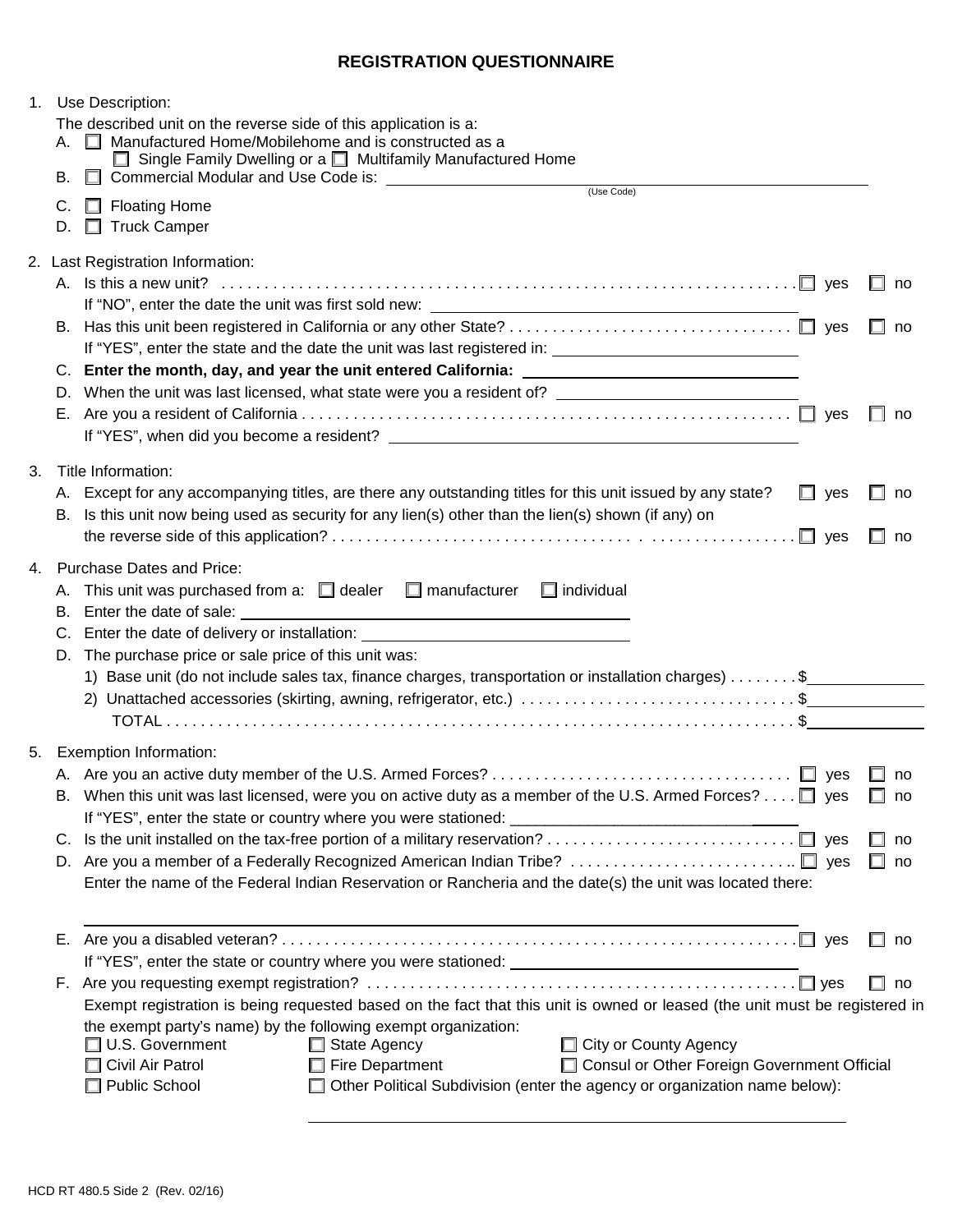# REGISTRATION QUESTIONNAIRE

1. Use Description:

   The described unit on the reverse side of this application is a:

   A. ☐ Manufactured Home/Mobilehome and is constructed as a
      ☐ Single Family Dwelling or a ☐ Multifamily Manufactured Home

   B. ☐ Commercial Modular and Use Code is: ________________________ (Use Code)

   C. ☐ Floating Home

   D. ☐ Truck Camper

2. Last Registration Information:

   A. Is this a new unit? . . . . . . . . . . . . . . . . . . . . . . . . . . . . . . . . . . . . . . ☐ yes ☐ no
      If "NO", enter the date the unit was first sold new: ________________________

   B. Has this unit been registered in California or any other State? . . . . . . . . . . . . . . ☐ yes ☐ no
      If "YES", enter the state and the date the unit was last registered in: ________________________

   C. **Enter the month, day, and year the unit entered California:** ________________________

   D. When the unit was last licensed, what state were you a resident of? ________________________

   E. Are you a resident of California . . . . . . . . . . . . . . . . . . . . . . . . . . . . . . ☐ yes ☐ no
      If "YES", when did you become a resident? ________________________

3. Title Information:

   A. Except for any accompanying titles, are there any outstanding titles for this unit issued by any state? ☐ yes ☐ no

   B. Is this unit now being used as security for any lien(s) other than the lien(s) shown (if any) on the reverse side of this application? . . . . . . . . . . . . . . . . ☐ yes ☐ no

4. Purchase Dates and Price:

   A. This unit was purchased from a: ☐ dealer ☐ manufacturer ☐ individual

   B. Enter the date of sale: ________________________

   C. Enter the date of delivery or installation: ________________________

   D. The purchase price or sale price of this unit was:

      1) Base unit (do not include sales tax, finance charges, transportation or installation charges) . . . . . . . . $____________

      2) Unattached accessories (skirting, awning, refrigerator, etc.) . . . . . . . . . . . . . . . . $____________

      TOTAL . . . . . . . . . . . . . . . . . . . . . . . . . . . . . . . . . . . . . . . . $____________

5. Exemption Information:

   A. Are you an active duty member of the U.S. Armed Forces? . . . . . . . . . . . . . . . . ☐ yes ☐ no

   B. When this unit was last licensed, were you on active duty as a member of the U.S. Armed Forces? . . . . ☐ yes ☐ no
      If "YES", enter the state or country where you were stationed: ________________________

   C. Is the unit installed on the tax-free portion of a military reservation? . . . . . . . . . . ☐ yes ☐ no

   D. Are you a member of a Federally Recognized American Indian Tribe? . . . . . . . . . . ☐ yes ☐ no
      Enter the name of the Federal Indian Reservation or Rancheria and the date(s) the unit was located there:

      ________________________

   E. Are you a disabled veteran? . . . . . . . . . . . . . . . . . . . . . . . . . . . . . . ☐ yes ☐ no
      If "YES", enter the state or country where you were stationed: ________________________

   F. Are you requesting exempt registration? . . . . . . . . . . . . . . . . . . . . . . . . ☐ yes ☐ no
      Exempt registration is being requested based on the fact that this unit is owned or leased (the unit must be registered in the exempt party's name) by the following exempt organization:

      ☐ U.S. Government ☐ State Agency ☐ City or County Agency
      ☐ Civil Air Patrol ☐ Fire Department ☐ Consul or Other Foreign Government Official
      ☐ Public School ☐ Other Political Subdivision (enter the agency or organization name below):

      ________________________

HCD RT 480.5 Side 2 (Rev. 02/16)